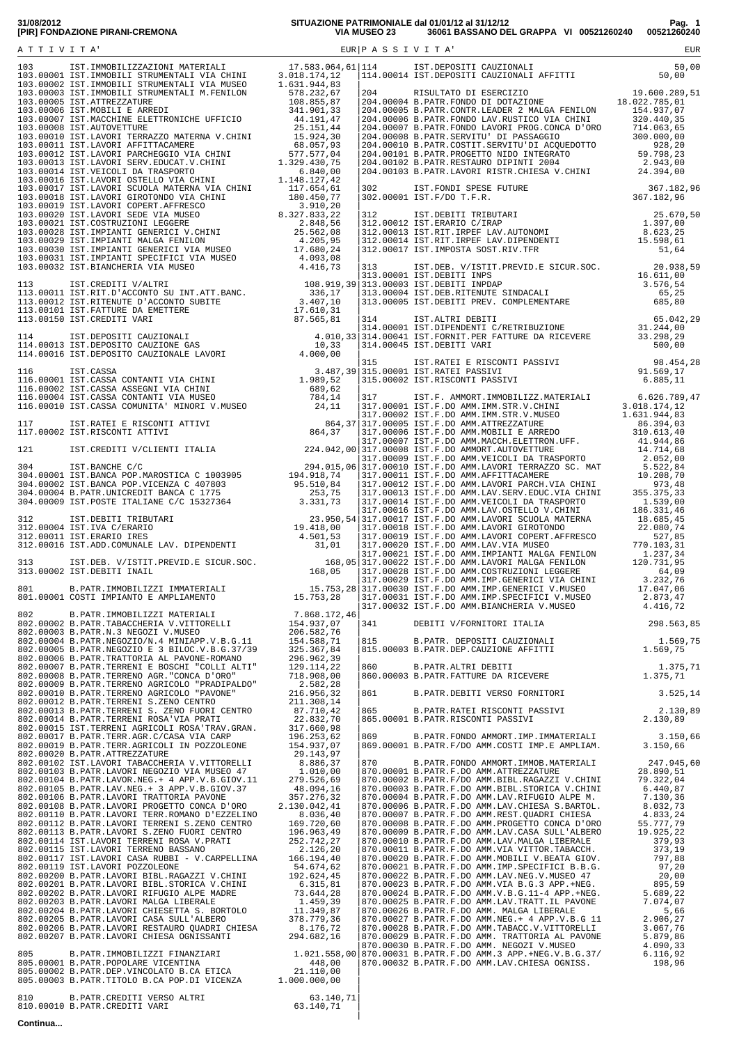31/08/2012 **SITUAZIONE PATRIMONIALE dal 01/01/12 al 31/12/12**
**[PIR] FONDAZIONE PIRANI-CREMONA** VIA MUSEO 23 36061 BASSANO DEL GRAPPA VI 00521260240 00521260240

## ATTIVITA'

| Conto | Descrizione | | EUR |
|---|---|---|---|
| 103 | IST.IMMOBILIZZAZIONI MATERIALI | | 17.583.064,61 |
| 103.00001 | IST.IMMOBILI STRUMENTALI VIA CHINI | 3.018.174,12 | |
| 103.00002 | IST.IMMOBILI STRUMENTALI VIA MUSEO | 1.631.944,83 | |
| 103.00003 | IST.IMMOBILI STRUMENTALI M.FENILON | 578.232,67 | |
| 103.00005 | IST.ATTREZZATURE | 108.855,87 | |
| 103.00006 | IST.MOBILI E ARREDI | 341.901,33 | |
| 103.00007 | IST.MACCHINE ELETTRONICHE UFFICIO | 44.191,47 | |
| 103.00008 | IST.AUTOVETTURE | 25.151,44 | |
| 103.00010 | IST.LAVORI TERRAZZO MATERNA V.CHINI | 15.924,30 | |
| 103.00011 | IST.LAVORI AFFITTACAMERE | 68.057,93 | |
| 103.00012 | IST.LAVORI PARCHEGGIO VIA CHINI | 577.577,04 | |
| 103.00013 | IST.LAVORI SERV.EDUCAT.V.CHINI | 1.329.430,75 | |
| 103.00014 | IST.VEICOLI DA TRASPORTO | 6.840,00 | |
| 103.00016 | IST.LAVORI OSTELLO VIA CHINI | 1.148.127,42 | |
| 103.00017 | IST.LAVORI SCUOLA MATERNA VIA CHINI | 117.654,61 | |
| 103.00018 | IST.LAVORI GIROTONDO VIA CHINI | 180.450,77 | |
| 103.00019 | IST.LAVORI COPERT.AFFRESCO | 3.910,20 | |
| 103.00020 | IST.LAVORI SEDE VIA MUSEO | 8.327.833,22 | |
| 103.00021 | IST.COSTRUZIONI LEGGERE | 2.848,56 | |
| 103.00028 | IST.IMPIANTI GENERICI V.CHINI | 25.562,08 | |
| 103.00029 | IST.IMPIANTI MALGA FENILON | 4.205,95 | |
| 103.00030 | IST.IMPIANTI GENERICI VIA MUSEO | 17.680,24 | |
| 103.00031 | IST.IMPIANTI SPECIFICI VIA MUSEO | 4.093,08 | |
| 103.00032 | IST.BIANCHERIA VIA MUSEO | 4.416,73 | |
| 113 | IST.CREDITI V/ALTRI | | 108.919,39 |
| 113.00011 | IST.RIT.D'ACCONTO SU INT.ATT.BANC. | 336,17 | |
| 113.00012 | IST.RITENUTE D'ACCONTO SUBITE | 3.407,10 | |
| 113.00101 | IST.FATTURE DA EMETTERE | 17.610,31 | |
| 113.00150 | IST.CREDITI VARI | 87.565,81 | |
| 114 | IST.DEPOSITI CAUZIONALI | | 4.010,33 |
| 114.00013 | IST.DEPOSITO CAUZIONE GAS | 10,33 | |
| 114.00016 | IST.DEPOSITO CAUZIONALE LAVORI | 4.000,00 | |
| 116 | IST.CASSA | | 3.487,39 |
| 116.00001 | IST.CASSA CONTANTI VIA CHINI | 1.989,52 | |
| 116.00002 | IST.CASSA ASSEGNI VIA CHINI | 689,62 | |
| 116.00004 | IST.CASSA CONTANTI VIA MUSEO | 784,14 | |
| 116.00010 | IST.CASSA COMUNITA' MINORI V.MUSEO | 24,11 | |
| 117 | IST.RATEI E RISCONTI ATTIVI | | 864,37 |
| 117.00002 | IST.RISCONTI ATTIVI | 864,37 | |
| 121 | IST.CREDITI V/CLIENTI ITALIA | | 224.042,00 |
| 304 | IST.BANCHE C/C | | 294.015,06 |
| 304.00001 | IST.BANCA POP.MAROSTICA C 1003905 | 194.918,74 | |
| 304.00002 | IST.BANCA POP.VICENZA C 407803 | 95.510,84 | |
| 304.00004 | B.PATR.UNICREDIT BANCA C 1775 | 253,75 | |
| 304.00009 | IST.POSTE ITALIANE C/C 15327364 | 3.331,73 | |
| 312 | IST.DEBITI TRIBUTARI | | 23.950,54 |
| 312.00004 | IST.IVA C/ERARIO | 19.418,00 | |
| 312.00011 | IST.ERARIO IRES | 4.501,53 | |
| 312.00016 | IST.ADD.COMUNALE LAV. DIPENDENTI | 31,01 | |
| 313 | IST.DEB. V/ISTIT.PREVID.E SICUR.SOC. | | 168,05 |
| 313.00002 | IST.DEBITI INAIL | 168,05 | |
| 801 | B.PATR.IMMOBILIZZI IMMATERIALI | | 15.753,28 |
| 801.00001 | COSTI IMPIANTO E AMPLIAMENTO | 15.753,28 | |
| 802 | B.PATR.IMMOBILIZZI MATERIALI | | 7.868.172,46 |
| 802.00002 | B.PATR.TABACCHERIA V.VITTORELLI | 154.937,07 | |
| 802.00003 | B.PATR.N.3 NEGOZI V.MUSEO | 206.582,76 | |
| 802.00004 | B.PATR.NEGOZIO/N.4 MINIAPP.V.B.G.11 | 154.588,71 | |
| 802.00005 | B.PATR.NEGOZIO E 3 BILOC.V.B.G.37/39 | 325.367,84 | |
| 802.00006 | B.PATR.TRATTORIA AL PAVONE-ROMANO | 296.962,39 | |
| 802.00007 | B.PATR.TERRENI E BOSCHI "COLLI ALTI" | 129.114,22 | |
| 802.00008 | B.PATR.TERRENO AGR."CONCA D'ORO" | 718.908,00 | |
| 802.00009 | B.PATR.TERRENO AGRICOLO "PRADIPALDO" | 2.582,28 | |
| 802.00010 | B.PATR.TERRENO AGRICOLO "PAVONE" | 216.956,32 | |
| 802.00012 | B.PATR.TERRENI S.ZENO CENTRO | 211.308,14 | |
| 802.00013 | B.PATR.TERRENI S. ZENO FUORI CENTRO | 87.710,42 | |
| 802.00014 | B.PATR.TERRENI ROSA'VIA PRATI | 22.832,70 | |
| 802.00015 | IST.TERRENI AGRICOLI ROSA'TRAV.GRAN. | 317.660,98 | |
| 802.00017 | B.PATR.TERR.AGR.C/CASA VIA CARP | 196.253,62 | |
| 802.00019 | B.PATR.TERR.AGRICOLI IN POZZOLEONE | 154.937,07 | |
| 802.00020 | B.PATR.ATTREZZATURE | 29.143,97 | |
| 802.00102 | IST.LAVORI TABACCHERIA V.VITTORELLI | 8.886,37 | |
| 802.00103 | B.PATR.LAVORI NEGOZIO VIA MUSEO 47 | 1.010,00 | |
| 802.00104 | B.PATR.LAVOR.NEG.+ 4 APP.V.B.GIOV.11 | 279.526,69 | |
| 802.00105 | B.PATR.LAV.NEG.+ 3 APP.V.B.GIOV.37 | 48.094,16 | |
| 802.00106 | B.PATR.LAVORI TRATTORIA PAVONE | 357.276,32 | |
| 802.00108 | B.PATR.LAVORI PROGETTO CONCA D'ORO | 2.130.042,41 | |
| 802.00110 | B.PATR.LAVORI TERR.ROMANO D'EZZELINO | 8.036,40 | |
| 802.00112 | B.PATR.LAVORI TERRENI S.ZENO CENTRO | 169.720,60 | |
| 802.00113 | B.PATR.LAVORI S.ZENO FUORI CENTRO | 196.963,49 | |
| 802.00114 | IST.LAVORI TERRENI ROSA V.PRATI | 252.742,27 | |
| 802.00115 | IST.LAVORI TERRENO BASSANO | 2.126,20 | |
| 802.00117 | IST.LAVORI CASA RUBBI - V.CARPELLINA | 166.194,40 | |
| 802.00119 | IST.LAVORI POZZOLEONE | 54.674,62 | |
| 802.00200 | B.PATR.LAVORI BIBL.RAGAZZI V.CHINI | 192.624,45 | |
| 802.00201 | B.PATR.LAVORI BIBL.STORICA V.CHINI | 6.315,81 | |
| 802.00202 | B.PATR.LAVORI RIFUGIO ALPE MADRE | 73.644,28 | |
| 802.00203 | B.PATR.LAVORI MALGA LIBERALE | 1.459,39 | |
| 802.00204 | B.PATR.LAVORI CHIESETTA S. BORTOLO | 11.349,87 | |
| 802.00205 | B.PATR.LAVORI CASA SULL'ALBERO | 378.779,36 | |
| 802.00206 | B.PATR.LAVORI RESTAURO QUADRI CHIESA | 8.176,72 | |
| 802.00207 | B.PATR.LAVORI CHIESA OGNISSANTI | 294.682,16 | |
| 805 | B.PATR.IMMOBILIZZI FINANZIARI | | 1.021.558,00 |
| 805.00001 | B.PATR.POPOLARE VICENTINA | 448,00 | |
| 805.00002 | B.PATR.DEP.VINCOLATO B.CA ETICA | 21.110,00 | |
| 805.00003 | B.PATR.TITOLO B.CA POP.DI VICENZA | 1.000.000,00 | |
| 810 | B.PATR.CREDITI VERSO ALTRI | | 63.140,71 |
| 810.00010 | B.PATR.CREDITI VARI | 63.140,71 | |

## PASSIVITA'

| Conto | Descrizione | | EUR |
|---|---|---|---|
| 114 | IST.DEPOSITI CAUZIONALI | | 50,00 |
| 114.00014 | IST.DEPOSITI CAUZIONALI AFFITTI | 50,00 | |
| 204 | RISULTATO DI ESERCIZIO | | 19.600.289,51 |
| 204.00004 | B.PATR.FONDO DI DOTAZIONE | 18.022.785,01 | |
| 204.00005 | B.PATR.CONTR.LEADER 2 MALGA FENILON | 154.937,07 | |
| 204.00006 | B.PATR.FONDO LAV.RUSTICO VIA CHINI | 320.440,35 | |
| 204.00007 | B.PATR.FONDO LAVORI PROG.CONCA D'ORO | 714.063,65 | |
| 204.00008 | B.PATR.SERVITU' DI PASSAGGIO | 300.000,00 | |
| 204.00010 | B.PATR.COSTIT.SERVITU'DI ACQUEDOTTO | 928,20 | |
| 204.00101 | B.PATR.PROGETTO NIDO INTEGRATO | 59.798,23 | |
| 204.00102 | B.PATR.RESTAURO DIPINTI 2004 | 2.943,00 | |
| 204.00103 | B.PATR.LAVORI RISTR.CHIESA V.CHINI | 24.394,00 | |
| 302 | IST.FONDI SPESE FUTURE | | 367.182,96 |
| 302.00001 | IST.F/DO T.F.R. | 367.182,96 | |
| 312 | IST.DEBITI TRIBUTARI | | 25.670,50 |
| 312.00012 | IST.ERARIO C/IRAP | 1.397,00 | |
| 312.00013 | IST.RIT.IRPEF LAV.AUTONOMI | 8.623,25 | |
| 312.00014 | IST.RIT.IRPEF LAV.DIPENDENTI | 15.598,61 | |
| 312.00017 | IST.IMPOSTA SOST.RIV.TFR | 51,64 | |
| 313 | IST.DEB. V/ISTIT.PREVID.E SICUR.SOC. | | 20.938,59 |
| 313.00001 | IST.DEBITI INPS | 16.611,00 | |
| 313.00003 | IST.DEBITI INPDAP | 3.576,54 | |
| 313.00004 | IST.DEB.RITENUTE SINDACALI | 65,25 | |
| 313.00005 | IST.DEBITI PREV. COMPLEMENTARE | 685,80 | |
| 314 | IST.ALTRI DEBITI | | 65.042,29 |
| 314.00001 | IST.DIPENDENTI C/RETRIBUZIONE | 31.244,00 | |
| 314.00041 | IST.FORNIT.PER FATTURE DA RICEVERE | 33.298,29 | |
| 314.00045 | IST.DEBITI VARI | 500,00 | |
| 315 | IST.RATEI E RISCONTI PASSIVI | | 98.454,28 |
| 315.00001 | IST.RATEI PASSIVI | 91.569,17 | |
| 315.00002 | IST.RISCONTI PASSIVI | 6.885,11 | |
| 317 | IST.F. AMMORT.IMMOBILIZZ.MATERIALI | | 6.626.789,47 |
| 317.00001 | IST.F.DO AMM.IMM.STR.V.CHINI | 3.018.174,12 | |
| 317.00002 | IST.F.DO AMM.IMM.STR.V.MUSEO | 1.631.944,83 | |
| 317.00005 | IST.F.DO AMM.ATTREZZATURE | 86.394,03 | |
| 317.00006 | IST.F.DO AMM.MOBILI E ARREDO | 310.613,40 | |
| 317.00007 | IST.F.DO AMM.MACCH.ELETTRON.UFF. | 41.944,86 | |
| 317.00008 | IST.F.DO AMMORT.AUTOVETTURE | 14.714,68 | |
| 317.00009 | IST.F.DO AMM.VEICOLI DA TRASPORTO | 2.052,00 | |
| 317.00010 | IST.F.DO AMM.LAVORI TERRAZZO SC. MAT | 5.522,84 | |
| 317.00011 | IST.F.DO AMM.AFFITTACAMERE | 10.208,70 | |
| 317.00012 | IST.F.DO AMM.LAVORI PARCH.VIA CHINI | 973,48 | |
| 317.00013 | IST.F.DO AMM.LAV.SERV.EDUC.VIA CHINI | 355.375,33 | |
| 317.00014 | IST.F.DO AMM.VEICOLI DA TRASPORTO | 1.539,00 | |
| 317.00016 | IST.F.DO AMM.LAV.OSTELLO V.CHINI | 186.331,46 | |
| 317.00017 | IST.F.DO AMM.LAVORI SCUOLA MATERNA | 18.685,45 | |
| 317.00018 | IST.F.DO AMM.LAVORI GIROTONDO | 22.080,74 | |
| 317.00019 | IST.F.DO AMM.LAVORI COPERT.AFFRESCO | 527,85 | |
| 317.00020 | IST.F.DO AMM.LAV.VIA MUSEO | 770.103,31 | |
| 317.00021 | IST.F.DO AMM.IMPIANTI MALGA FENILON | 1.237,34 | |
| 317.00022 | IST.F.DO AMM.LAVORI MALGA FENILON | 120.731,95 | |
| 317.00028 | IST.F.DO AMM.COSTRUZIONI LEGGERE | 64,09 | |
| 317.00029 | IST.F.DO AMM.IMP.GENERICI VIA CHINI | 3.232,76 | |
| 317.00030 | IST.F.DO AMM.IMP.GENERICI V.MUSEO | 17.047,06 | |
| 317.00031 | IST.F.DO AMM.IMP.SPECIFICI V.MUSEO | 2.873,47 | |
| 317.00032 | IST.F.DO AMM.BIANCHERIA V.MUSEO | 4.416,72 | |
| 341 | DEBITI V/FORNITORI ITALIA | | 298.563,85 |
| 815 | B.PATR. DEPOSITI CAUZIONALI | | 1.569,75 |
| 815.00003 | B.PATR.DEP.CAUZIONE AFFITTI | 1.569,75 | |
| 860 | B.PATR.ALTRI DEBITI | | 1.375,71 |
| 860.00003 | B.PATR.FATTURE DA RICEVERE | 1.375,71 | |
| 861 | B.PATR.DEBITI VERSO FORNITORI | | 3.525,14 |
| 865 | B.PATR.RATEI RISCONTI PASSIVI | | 2.130,89 |
| 865.00001 | B.PATR.RISCONTI PASSIVI | 2.130,89 | |
| 869 | B.PATR.FONDO AMMORT.IMP.IMMATERIALI | | 3.150,66 |
| 869.00001 | B.PATR.F/DO AMM.COSTI IMP.E AMPLIAM. | 3.150,66 | |
| 870 | B.PATR.FONDO AMMORT.IMMOB.MATERIALI | | 247.945,60 |
| 870.00001 | B.PATR.F.DO AMM.ATTREZZATURE | 28.890,51 | |
| 870.00002 | B.PATR.F.DO AMM.BIBL.RAGAZZI V.CHINI | 79.322,04 | |
| 870.00003 | B.PATR.F.DO AMM.BIBL.STORICA V.CHINI | 6.440,87 | |
| 870.00004 | B.PATR.F.DO AMM.LAV.RIFUGIO ALPE M. | 7.130,36 | |
| 870.00006 | B.PATR.F.DO AMM.LAV.CHIESA S.BARTOL. | 8.032,73 | |
| 870.00007 | B.PATR.F.DO AMM.REST.QUADRI CHIESA | 4.833,24 | |
| 870.00008 | B.PATR.F.DO AMM.PROGETTO CONCA D'ORO | 55.777,79 | |
| 870.00009 | B.PATR.F.DO AMM.LAV.CASA SULL'ALBERO | 19.925,22 | |
| 870.00010 | B.PATR.F.DO AMM.LAV.MALGA LIBERALE | 379,93 | |
| 870.00011 | B.PATR.F.DO AMM.VIA VITTOR.TABACCH. | 373,19 | |
| 870.00020 | B.PATR.F.DO AMM.MOBILI V.BEATA GIOV. | 797,88 | |
| 870.00021 | B.PATR.F.DO AMM.IMP.SPECIFICI B.B.G. | 97,20 | |
| 870.00022 | B.PATR.F.DO AMM.LAV.NEG.V.MUSEO 47 | 20,00 | |
| 870.00023 | B.PATR.F.DO AMM.VIA B.G.3 APP.+NEG. | 895,59 | |
| 870.00024 | B.PATR.F.DO AMM.V.B.G.11-4 APP.+NEG. | 5.689,22 | |
| 870.00025 | B.PATR.F.DO AMM.LAV.TRATT.IL PAVONE | 7.074,07 | |
| 870.00026 | B.PATR.F.DO AMM. MALGA LIBERALE | 5,66 | |
| 870.00027 | B.PATR.F.DO AMM.NEG.+ 4 APP.V.B.G 11 | 2.906,27 | |
| 870.00028 | B.PATR.F.DO AMM.TABACC.V.VITTORELLI | 3.067,76 | |
| 870.00029 | B.PATR.F.DO AMM. TRATTORIA AL PAVONE | 5.879,86 | |
| 870.00030 | B.PATR.F.DO AMM. NEGOZI V.MUSEO | 4.090,33 | |
| 870.00031 | B.PATR.F.DO AMM.3 APP.+NEG.V.B.G.37/ | 6.116,92 | |
| 870.00032 | B.PATR.F.DO AMM.LAV.CHIESA OGNISS. | 198,96 | |

**Continua...**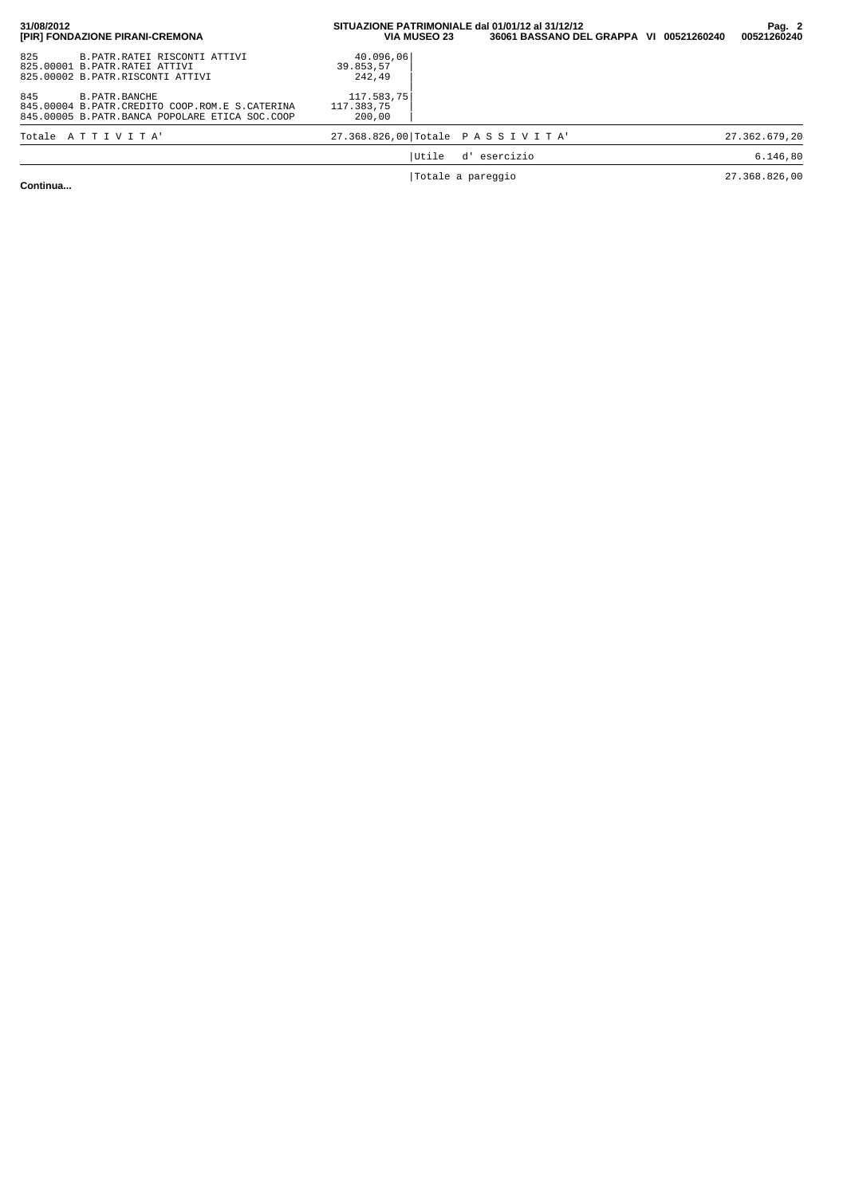| Conto | Descrizione | Importo | Descrizione | Importo |
|---|---|---|---|---|
| 825 | B.PATR.RATEI RISCONTI ATTIVI | 40.096,06 | | |
| 825.00001 | B.PATR.RATEI ATTIVI | 39.853,57 | | |
| 825.00002 | B.PATR.RISCONTI ATTIVI | 242,49 | | |
| 845 | B.PATR.BANCHE | 117.583,75 | | |
| 845.00004 | B.PATR.CREDITO COOP.ROM.E S.CATERINA | 117.383,75 | | |
| 845.00005 | B.PATR.BANCA POPOLARE ETICA SOC.COOP | 200,00 | | |
| | Totale A T T I V I T A' | 27.368.826,00 | Totale P A S S I V I T A' | 27.362.679,20 |
| | | | Utile d' esercizio | 6.146,80 |
| | | | Totale a pareggio | 27.368.826,00 |

**Continua...**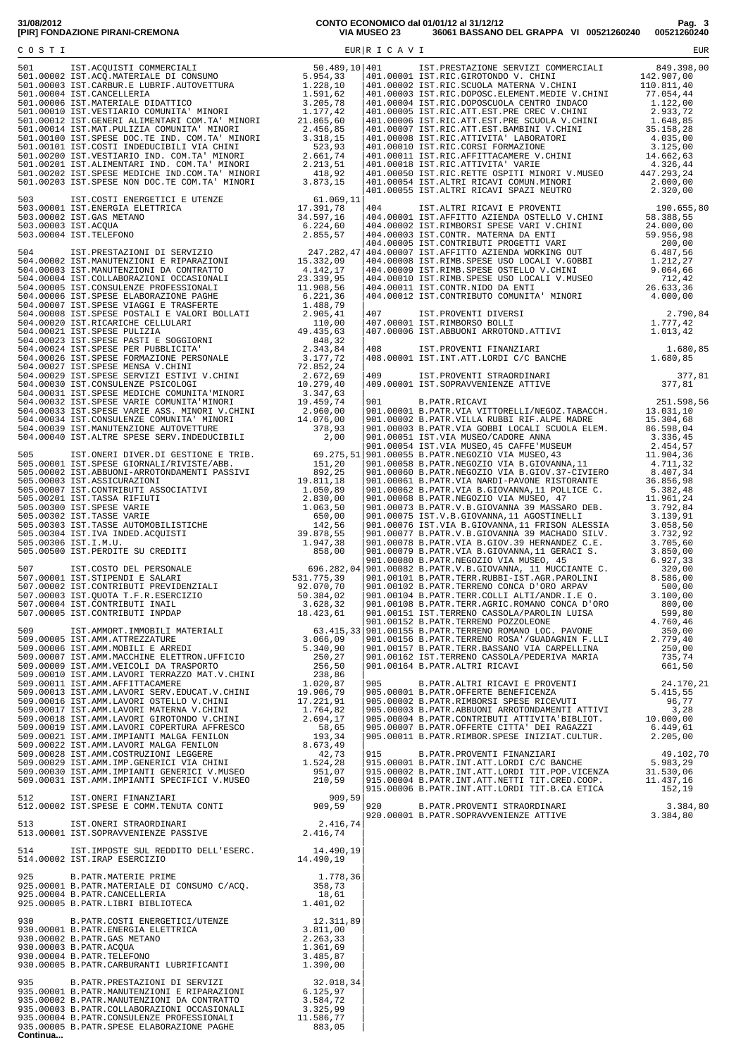31/08/2012 **CONTO ECONOMICO dal 01/01/12 al 31/12/12**
**[PIR] FONDAZIONE PIRANI-CREMONA** VIA MUSEO 23 36061 BASSANO DEL GRAPPA VI 00521260240 00521260240

| COSTI | | EUR | RICAVI | | EUR |
|---|---|---|---|---|---|
| 501 | IST.ACQUISTI COMMERCIALI | 50.489,10 | 401 | IST.PRESTAZIONE SERVIZI COMMERCIALI | 849.398,00 |
| 501.00002 | IST.ACQ.MATERIALE DI CONSUMO | 5.954,33 | 401.00001 | IST.RIC.GIROTONDO V. CHINI | 142.907,00 |
| 501.00003 | IST.CARBUR.E LUBRIF.AUTOVETTURA | 1.228,10 | 401.00002 | IST.RIC.SCUOLA MATERNA V.CHINI | 110.811,40 |
| 501.00004 | IST.CANCELLERIA | 1.591,62 | 401.00003 | IST.RIC.DOPOSC.ELEMENT.MEDIE V.CHINI | 77.054,44 |
| 501.00006 | IST.MATERIALE DIDATTICO | 3.205,78 | 401.00004 | IST.RIC.DOPOSCUOLA CENTRO INDACO | 1.122,00 |
| 501.00010 | IST.VESTIARIO COMUNITA' MINORI | 1.177,42 | 401.00005 | IST.RIC.ATT.EST.PRE CREC V.CHINI | 2.933,72 |
| 501.00012 | IST.GENERI ALIMENTARI COM.TA' MINORI | 21.865,60 | 401.00006 | IST.RIC.ATT.EST.PRE SCUOLA V.CHINI | 1.648,85 |
| 501.00014 | IST.MAT.PULIZIA COMUNITA' MINORI | 2.456,85 | 401.00007 | IST.RIC.ATT.EST.BAMBINI V.CHINI | 35.158,28 |
| 501.00100 | IST.SPESE DOC.TE IND. COM.TA' MINORI | 3.318,15 | 401.00008 | IST.RIC.ATTIVITA' LABORATORI | 4.035,00 |
| 501.00101 | IST.COSTI INDEDUCIBILI VIA CHINI | 523,93 | 401.00010 | IST.RIC.CORSI FORMAZIONE | 3.125,00 |
| 501.00200 | IST.VESTIARIO IND. COM.TA' MINORI | 2.661,74 | 401.00011 | IST.RIC.AFFITTACAMERE V.CHINI | 14.662,63 |
| 501.00201 | IST.ALIMENTARI IND. COM.TA' MINORI | 2.213,51 | 401.00018 | IST.RIC.ATTIVITA' VARIE | 4.326,44 |
| 501.00202 | IST.SPESE MEDICHE IND.COM.TA' MINORI | 418,92 | 401.00050 | IST.RIC.RETTE OSPITI MINORI V.MUSEO | 447.293,24 |
| 501.00203 | IST.SPESE NON DOC.TE COM.TA' MINORI | 3.873,15 | 401.00054 | IST.ALTRI RICAVI COMUN.MINORI | 2.000,00 |
| | | | 401.00055 | IST.ALTRI RICAVI SPAZI NEUTRO | 2.320,00 |
| 503 | IST.COSTI ENERGETICI E UTENZE | 61.069,11 | | | |
| 503.00001 | IST.ENERGIA ELETTRICA | 17.391,78 | 404 | IST.ALTRI RICAVI E PROVENTI | 190.655,80 |
| 503.00002 | IST.GAS METANO | 34.597,16 | 404.00001 | IST.AFFITTO AZIENDA OSTELLO V.CHINI | 58.388,55 |
| 503.00003 | IST.ACQUA | 6.224,60 | 404.00002 | IST.RIMBORSI SPESE VARI V.CHINI | 24.000,00 |
| 503.00004 | IST.TELEFONO | 2.855,57 | 404.00003 | IST.CONTR. MATERNA DA ENTI | 59.956,98 |
| | | | 404.00005 | IST.CONTRIBUTI PROGETTI VARI | 200,00 |
| 504 | IST.PRESTAZIONI DI SERVIZIO | 247.282,47 | 404.00007 | IST.AFFITTO AZIENDA WORKING OUT | 6.487,56 |
| 504.00002 | IST.MANUTENZIONI E RIPARAZIONI | 15.332,09 | 404.00008 | IST.RIMB.SPESE USO LOCALI V.GOBBI | 1.212,27 |
| 504.00003 | IST.MANUTENZIONI DA CONTRATTO | 4.142,17 | 404.00009 | IST.RIMB.SPESE OSTELLO V.CHINI | 9.064,66 |
| 504.00004 | IST.COLLABORAZIONI OCCASIONALI | 23.339,95 | 404.00010 | IST.RIMB.SPESE USO LOCALI V.MUSEO | 712,42 |
| 504.00005 | IST.CONSULENZE PROFESSIONALI | 11.908,56 | 404.00011 | IST.CONTR.NIDO DA ENTI | 26.633,36 |
| 504.00006 | IST.SPESE ELABORAZIONE PAGHE | 6.221,36 | 404.00012 | IST.CONTRIBUTO COMUNITA' MINORI | 4.000,00 |
| 504.00007 | IST.SPESE VIAGGI E TRASFERTE | 1.488,79 | | | |
| 504.00008 | IST.SPESE POSTALI E VALORI BOLLATI | 2.905,41 | 407 | IST.PROVENTI DIVERSI | 2.790,84 |
| 504.00020 | IST.RICARICHE CELLULARI | 110,00 | 407.00001 | IST.RIMBORSO BOLLI | 1.777,42 |
| 504.00021 | IST.SPESE PULIZIA | 49.435,63 | 407.00006 | IST.ABBUONI ARROTOND.ATTIVI | 1.013,42 |
| 504.00023 | IST.SPESE PASTI E SOGGIORNI | 848,32 | | | |
| 504.00024 | IST.SPESE PER PUBBLICITA' | 2.343,84 | 408 | IST.PROVENTI FINANZIARI | 1.680,85 |
| 504.00026 | IST.SPESE FORMAZIONE PERSONALE | 3.177,72 | 408.00001 | IST.INT.ATT.LORDI C/C BANCHE | 1.680,85 |
| 504.00027 | IST.SPESE MENSA V.CHINI | 72.852,24 | | | |
| 504.00029 | IST.SPESE SERVIZI ESTIVI V.CHINI | 2.672,69 | 409 | IST.PROVENTI STRAORDINARI | 377,81 |
| 504.00030 | IST.CONSULENZE PSICOLOGI | 10.279,40 | 409.00001 | IST.SOPRAVVENIENZE ATTIVE | 377,81 |
| 504.00031 | IST.SPESE MEDICHE COMUNITA'MINORI | 3.347,63 | | | |
| 504.00032 | IST.SPESE VARIE COMUNITA'MINORI | 19.459,74 | 901 | B.PATR.RICAVI | 251.598,56 |
| 504.00033 | IST.SPESE VARIE ASS. MINORI V.CHINI | 2.960,00 | 901.00001 | B.PATR.VIA VITTORELLI/NEGOZ.TABACCH. | 13.031,10 |
| 504.00034 | IST.CONSULENZE COMUNITA' MINORI | 14.076,00 | 901.00002 | B.PATR.VILLA RUBBI RIF.ALPE MADRE | 15.304,68 |
| 504.00039 | IST.MANUTENZIONE AUTOVETTURE | 378,93 | 901.00003 | B.PATR.VIA GOBBI LOCALI SCUOLA ELEM. | 86.598,04 |
| 504.00040 | IST.ALTRE SPESE SERV.INDEDUCIBILI | 2,00 | 901.00051 | IST.VIA MUSEO/CADORE ANNA | 3.336,45 |
| | | | 901.00054 | IST.VIA MUSEO,45 CAFFE'MUSEUM | 2.454,57 |
| 505 | IST.ONERI DIVER.DI GESTIONE E TRIB. | 69.275,51 | 901.00055 | B.PATR.NEGOZIO VIA MUSEO,43 | 11.904,36 |
| 505.00001 | IST.SPESE GIORNALI/RIVISTE/ABB. | 151,20 | 901.00058 | B.PATR.NEGOZIO VIA B.GIOVANNA,11 | 4.711,32 |
| 505.00002 | IST.ABBUONI-ARROTONDAMENTI PASSIVI | 892,25 | 901.00060 | B.PATR.NEGOZIO VIA B.GIOV.37-CIVIERO | 8.407,34 |
| 505.00003 | IST.ASSICURAZIONI | 19.811,18 | 901.00061 | B.PATR.VIA NARDI-PAVONE RISTORANTE | 36.856,98 |
| 505.00007 | IST.CONTRIBUTI ASSOCIATIVI | 1.050,89 | 901.00062 | B.PATR.VIA B.GIOVANNA,11 POLLICE C. | 5.382,48 |
| 505.00201 | IST.TASSA RIFIUTI | 2.830,00 | 901.00068 | B.PATR.NEGOZIO VIA MUSEO, 47 | 11.961,24 |
| 505.00300 | IST.SPESE VARIE | 1.063,50 | 901.00073 | B.PATR.V.B.GIOVANNA 39 MASSARO DEB. | 3.792,84 |
| 505.00302 | IST.TASSE VARIE | 650,00 | 901.00075 | IST.V.B.GIOVANNA,11 AGOSTINELLI | 3.139,91 |
| 505.00303 | IST.TASSE AUTOMOBILISTICHE | 142,56 | 901.00076 | IST.VIA B.GIOVANNA,11 FRISON ALESSIA | 3.058,50 |
| 505.00304 | IST.IVA INDED.ACQUISTI | 39.878,55 | 901.00077 | B.PATR.V.B.GIOVANNA 39 MACHADO SILV. | 3.732,92 |
| 505.00306 | IST.I.M.U. | 1.947,38 | 901.00078 | B.PATR.VIA B.GIOV.39 HERNANDEZ C.E. | 3.705,60 |
| 505.00500 | IST.PERDITE SU CREDITI | 858,00 | 901.00079 | B.PATR.VIA B.GIOVANNA,11 GERACI S. | 3.850,00 |
| | | | 901.00080 | B.PATR.NEGOZIO VIA MUSEO, 45 | 6.927,33 |
| 507 | IST.COSTO DEL PERSONALE | 696.282,04 | 901.00082 | B.PATR.V.B.GIOVANNA, 11 MUCCIANTE C. | 320,00 |
| 507.00001 | IST.STIPENDI E SALARI | 531.775,39 | 901.00101 | B.PATR.TERR.RUBBI-IST.AGR.PAROLINI | 8.586,00 |
| 507.00002 | IST.CONTRIBUTI PREVIDENZIALI | 92.070,70 | 901.00102 | B.PATR.TERRENO CONCA D'ORO ARPAV | 500,00 |
| 507.00003 | IST.QUOTA T.F.R.ESERCIZIO | 50.384,02 | 901.00104 | B.PATR.TERR.COLLI ALTI/ANDR.I.E O. | 3.100,00 |
| 507.00004 | IST.CONTRIBUTI INAIL | 3.628,32 | 901.00108 | B.PATR.TERR.AGRIC.ROMANO CONCA D'ORO | 800,00 |
| 507.00005 | IST.CONTRIBUTI INPDAP | 18.423,61 | 901.00151 | IST.TERRENO CASSOLA/PAROLIN LUISA | 599,80 |
| | | | 901.00152 | B.PATR.TERRENO POZZOLEONE | 4.760,46 |
| 509 | IST.AMMORT.IMMOBILI MATERIALI | 63.415,33 | 901.00155 | B.PATR.TERRENO ROMANO LOC. PAVONE | 600,00 |
| 509.00005 | IST.AMM.ATTREZZATURE | 3.066,09 | 901.00156 | B.PATR.TERRENO ROSA'/GUADAGNIN F.LLI | 2.779,40 |
| 509.00006 | IST.AMM.MOBILI E ARREDI | 5.340,90 | 901.00157 | B.PATR.TERR.BASSANO VIA CARPELLINA | 250,00 |
| 509.00007 | IST.AMM.MACCHINE ELETTRON.UFFICIO | 250,27 | 901.00162 | IST.TERRENO CASSOLA/PEDERIVA MARIA | 735,74 |
| 509.00009 | IST.AMM.VEICOLI DA TRASPORTO | 256,50 | 901.00164 | B.PATR.ALTRI RICAVI | 661,50 |
| 509.00010 | IST.AMM.LAVORI TERRAZZO MAT.V.CHINI | 238,86 | | | |
| 509.00011 | IST.AMM.AFFITTACAMERE | 1.020,87 | 905 | B.PATR.ALTRI RICAVI E PROVENTI | 24.170,21 |
| 509.00013 | IST.AMM.LAVORI SERV.EDUCAT.V.CHINI | 19.906,79 | 905.00001 | B.PATR.OFFERTE BENEFICENZA | 5.415,55 |
| 509.00016 | IST.AMM.LAVORI OSTELLO V.CHINI | 17.221,91 | 905.00002 | B.PATR.RIMBORSI SPESE RICEVUTI | 96,77 |
| 509.00017 | IST.AMM.LAVORI MATERNA V.CHINI | 1.764,82 | 905.00003 | B.PATR.ABBUONI ARROTONDAMENTI ATTIVI | 3,28 |
| 509.00018 | IST.AMM.LAVORI GIROTONDO V.CHINI | 2.694,17 | 905.00004 | B.PATR.CONTRIBUTI ATTIVITA'BIBLIOT. | 10.000,00 |
| 509.00019 | IST.AMM.LAVORI COPERTURA AFFRESCO | 58,65 | 905.00007 | B.PATR.OFFERTE CITTA' DEI RAGAZZI | 6.449,61 |
| 509.00021 | IST.AMM.IMPIANTI MALGA FENILON | 193,34 | 905.00011 | B.PATR.RIMBOR.SPESE INIZIAT.CULTUR. | 2.205,00 |
| 509.00022 | IST.AMM.LAVORI MALGA FENILON | 8.673,49 | | | |
| 509.00028 | IST.AMM.COSTRUZIONI LEGGERE | 42,73 | 915 | B.PATR.PROVENTI FINANZIARI | 49.102,70 |
| 509.00029 | IST.AMM.IMP.GENERICI VIA CHINI | 1.524,28 | 915.00001 | B.PATR.INT.ATT.LORDI C/C BANCHE | 5.983,29 |
| 509.00030 | IST.AMM.IMPIANTI GENERICI V.MUSEO | 951,07 | 915.00002 | B.PATR.INT.ATT.LORDI TIT.POP.VICENZA | 31.530,06 |
| 509.00031 | IST.AMM.IMPIANTI SPECIFICI V.MUSEO | 210,59 | 915.00004 | B.PATR.INT.ATT.NETTI TIT.CRED.COOP. | 11.437,16 |
| | | | 915.00006 | B.PATR.INT.ATT.LORDI TIT.B.CA ETICA | 152,19 |
| 512 | IST.ONERI FINANZIARI | 909,59 | | | |
| 512.00002 | IST.SPESE E COMM.TENUTA CONTI | 909,59 | 920 | B.PATR.PROVENTI STRAORDINARI | 3.384,80 |
| | | | 920.00001 | B.PATR.SOPRAVVENIENZE ATTIVE | 3.384,80 |
| 513 | IST.ONERI STRAORDINARI | 2.416,74 | | | |
| 513.00001 | IST.SOPRAVVENIENZE PASSIVE | 2.416,74 | | | |
| 514 | IST.IMPOSTE SUL REDDITO DELL'ESERC. | 14.490,19 | | | |
| 514.00002 | IST.IRAP ESERCIZIO | 14.490,19 | | | |
| 925 | B.PATR.MATERIE PRIME | 1.778,36 | | | |
| 925.00001 | B.PATR.MATERIALE DI CONSUMO C/ACQ. | 358,73 | | | |
| 925.00004 | B.PATR.CANCELLERIA | 18,61 | | | |
| 925.00005 | B.PATR.LIBRI BIBLIOTECA | 1.401,02 | | | |
| 930 | B.PATR.COSTI ENERGETICI/UTENZE | 12.311,89 | | | |
| 930.00001 | B.PATR.ENERGIA ELETTRICA | 3.811,00 | | | |
| 930.00002 | B.PATR.GAS METANO | 2.263,33 | | | |
| 930.00003 | B.PATR.ACQUA | 1.361,69 | | | |
| 930.00004 | B.PATR.TELEFONO | 3.485,87 | | | |
| 930.00005 | B.PATR.CARBURANTI LUBRIFICANTI | 1.390,00 | | | |
| 935 | B.PATR.PRESTAZIONI DI SERVIZI | 32.018,34 | | | |
| 935.00001 | B.PATR.MANUTENZIONI E RIPARAZIONI | 6.125,97 | | | |
| 935.00002 | B.PATR.MANUTENZIONI DA CONTRATTO | 3.584,72 | | | |
| 935.00003 | B.PATR.COLLABORAZIONI OCCASIONALI | 3.325,99 | | | |
| 935.00004 | B.PATR.CONSULENZE PROFESSIONALI | 11.586,77 | | | |
| 935.00005 | B.PATR.SPESE ELABORAZIONE PAGHE | 883,05 | | | |

**Continua...**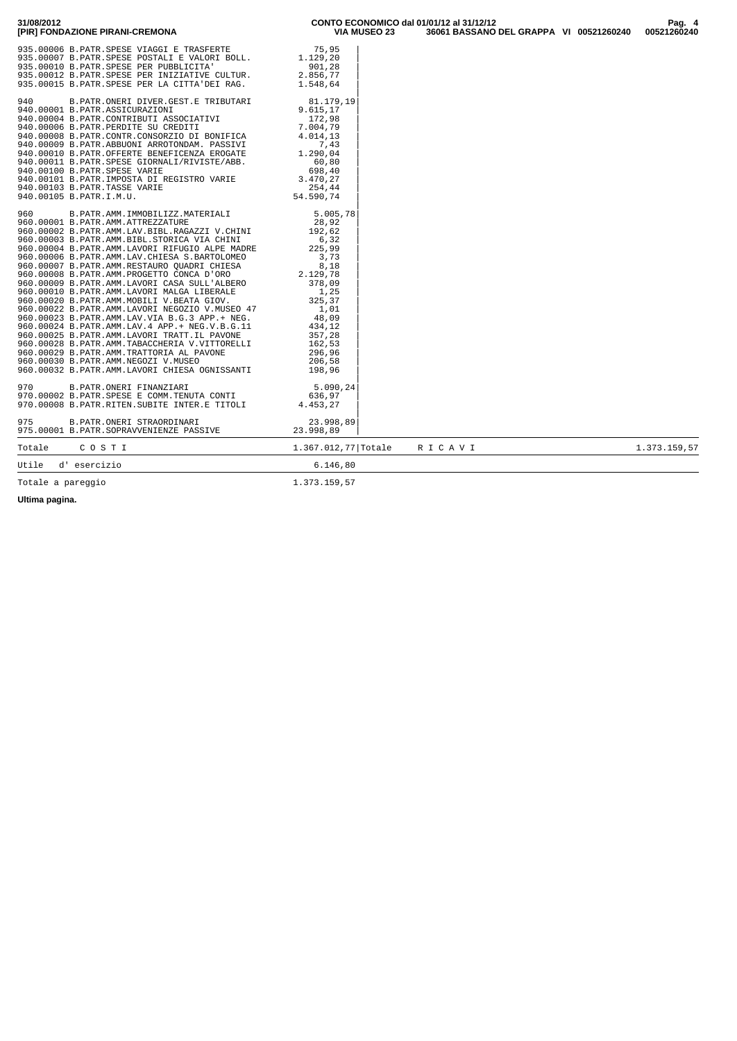| | | | | |
|---|---|---|---|---|
| 935.00006 B.PATR.SPESE VIAGGI E TRASFERTE | 75,95 | | | |
| 935.00007 B.PATR.SPESE POSTALI E VALORI BOLL. | 1.129,20 | | | |
| 935.00010 B.PATR.SPESE PER PUBBLICITA' | 901,28 | | | |
| 935.00012 B.PATR.SPESE PER INIZIATIVE CULTUR. | 2.856,77 | | | |
| 935.00015 B.PATR.SPESE PER LA CITTA'DEI RAG. | 1.548,64 | | | |
| 940 B.PATR.ONERI DIVER.GEST.E TRIBUTARI | 81.179,19 | | | |
| 940.00001 B.PATR.ASSICURAZIONI | 9.615,17 | | | |
| 940.00004 B.PATR.CONTRIBUTI ASSOCIATIVI | 172,98 | | | |
| 940.00006 B.PATR.PERDITE SU CREDITI | 7.004,79 | | | |
| 940.00008 B.PATR.CONTR.CONSORZIO DI BONIFICA | 4.014,13 | | | |
| 940.00009 B.PATR.ABBUONI ARROTONDAM. PASSIVI | 7,43 | | | |
| 940.00010 B.PATR.OFFERTE BENEFICENZA EROGATE | 1.290,04 | | | |
| 940.00011 B.PATR.SPESE GIORNALI/RIVISTE/ABB. | 60,80 | | | |
| 940.00100 B.PATR.SPESE VARIE | 698,40 | | | |
| 940.00101 B.PATR.IMPOSTA DI REGISTRO VARIE | 3.470,27 | | | |
| 940.00103 B.PATR.TASSE VARIE | 254,44 | | | |
| 940.00105 B.PATR.I.M.U. | 54.590,74 | | | |
| 960 B.PATR.AMM.IMMOBILIZZ.MATERIALI | 5.005,78 | | | |
| 960.00001 B.PATR.AMM.ATTREZZATURE | 28,92 | | | |
| 960.00002 B.PATR.AMM.LAV.BIBL.RAGAZZI V.CHINI | 192,62 | | | |
| 960.00003 B.PATR.AMM.BIBL.STORICA VIA CHINI | 6,32 | | | |
| 960.00004 B.PATR.AMM.LAVORI RIFUGIO ALPE MADRE | 225,99 | | | |
| 960.00006 B.PATR.AMM.LAV.CHIESA S.BARTOLOMEO | 3,73 | | | |
| 960.00007 B.PATR.AMM.RESTAURO QUADRI CHIESA | 8,18 | | | |
| 960.00008 B.PATR.AMM.PROGETTO CONCA D'ORO | 2.129,78 | | | |
| 960.00009 B.PATR.AMM.LAVORI CASA SULL'ALBERO | 378,09 | | | |
| 960.00010 B.PATR.AMM.LAVORI MALGA LIBERALE | 1,25 | | | |
| 960.00020 B.PATR.AMM.MOBILI V.BEATA GIOV. | 325,37 | | | |
| 960.00022 B.PATR.AMM.LAVORI NEGOZIO V.MUSEO 47 | 1,01 | | | |
| 960.00023 B.PATR.AMM.LAV.VIA B.G.3 APP.+ NEG. | 48,09 | | | |
| 960.00024 B.PATR.AMM.LAV.4 APP.+ NEG.V.B.G.11 | 434,12 | | | |
| 960.00025 B.PATR.AMM.LAVORI TRATT.IL PAVONE | 357,28 | | | |
| 960.00028 B.PATR.AMM.TABACCHERIA V.VITTORELLI | 162,53 | | | |
| 960.00029 B.PATR.AMM.TRATTORIA AL PAVONE | 296,96 | | | |
| 960.00030 B.PATR.AMM.NEGOZI V.MUSEO | 206,58 | | | |
| 960.00032 B.PATR.AMM.LAVORI CHIESA OGNISSANTI | 198,96 | | | |
| 970 B.PATR.ONERI FINANZIARI | 5.090,24 | | | |
| 970.00002 B.PATR.SPESE E COMM.TENUTA CONTI | 636,97 | | | |
| 970.00008 B.PATR.RITEN.SUBITE INTER.E TITOLI | 4.453,27 | | | |
| 975 B.PATR.ONERI STRAORDINARI | 23.998,89 | | | |
| 975.00001 B.PATR.SOPRAVVENIENZE PASSIVE | 23.998,89 | | | |
| Totale C O S T I | 1.367.012,77 | Totale | R I C A V I | 1.373.159,57 |
| Utile d' esercizio | 6.146,80 | | | |
| Totale a pareggio | 1.373.159,57 | | | |

**Ultima pagina.**